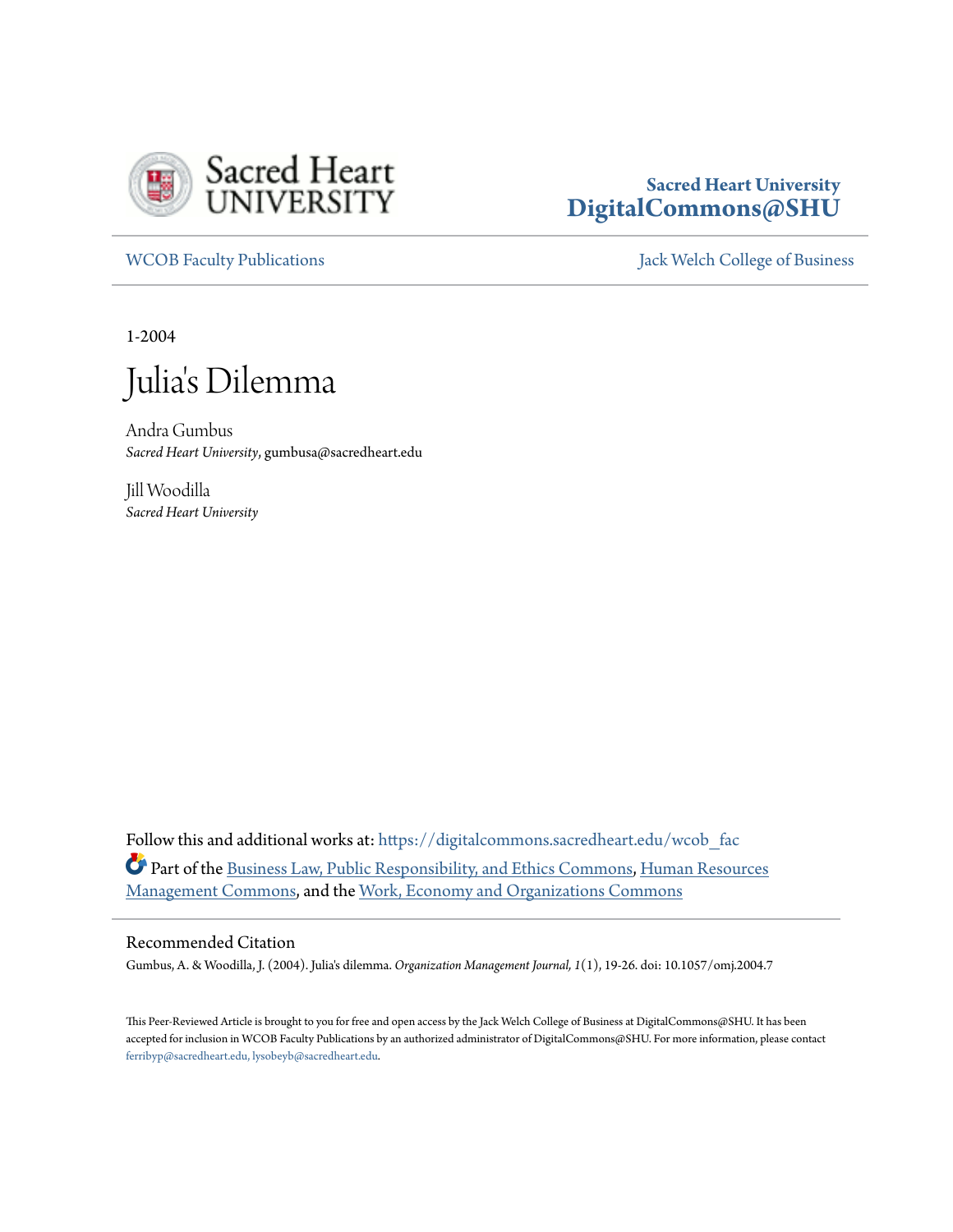Sacred Heart University
DigitalCommons@SHU

WCOB Faculty Publications

Jack Welch College of Business

1-2004

# Julia's Dilemma

Andra Gumbus
*Sacred Heart University*, gumbusa@sacredheart.edu

Jill Woodilla
*Sacred Heart University*

Follow this and additional works at: https://digitalcommons.sacredheart.edu/wcob_fac

Part of the Business Law, Public Responsibility, and Ethics Commons, Human Resources Management Commons, and the Work, Economy and Organizations Commons

## Recommended Citation

Gumbus, A. & Woodilla, J. (2004). Julia's dilemma. *Organization Management Journal, 1*(1), 19-26. doi: 10.1057/omj.2004.7

This Peer-Reviewed Article is brought to you for free and open access by the Jack Welch College of Business at DigitalCommons@SHU. It has been accepted for inclusion in WCOB Faculty Publications by an authorized administrator of DigitalCommons@SHU. For more information, please contact ferribyp@sacredheart.edu, lysobeyb@sacredheart.edu.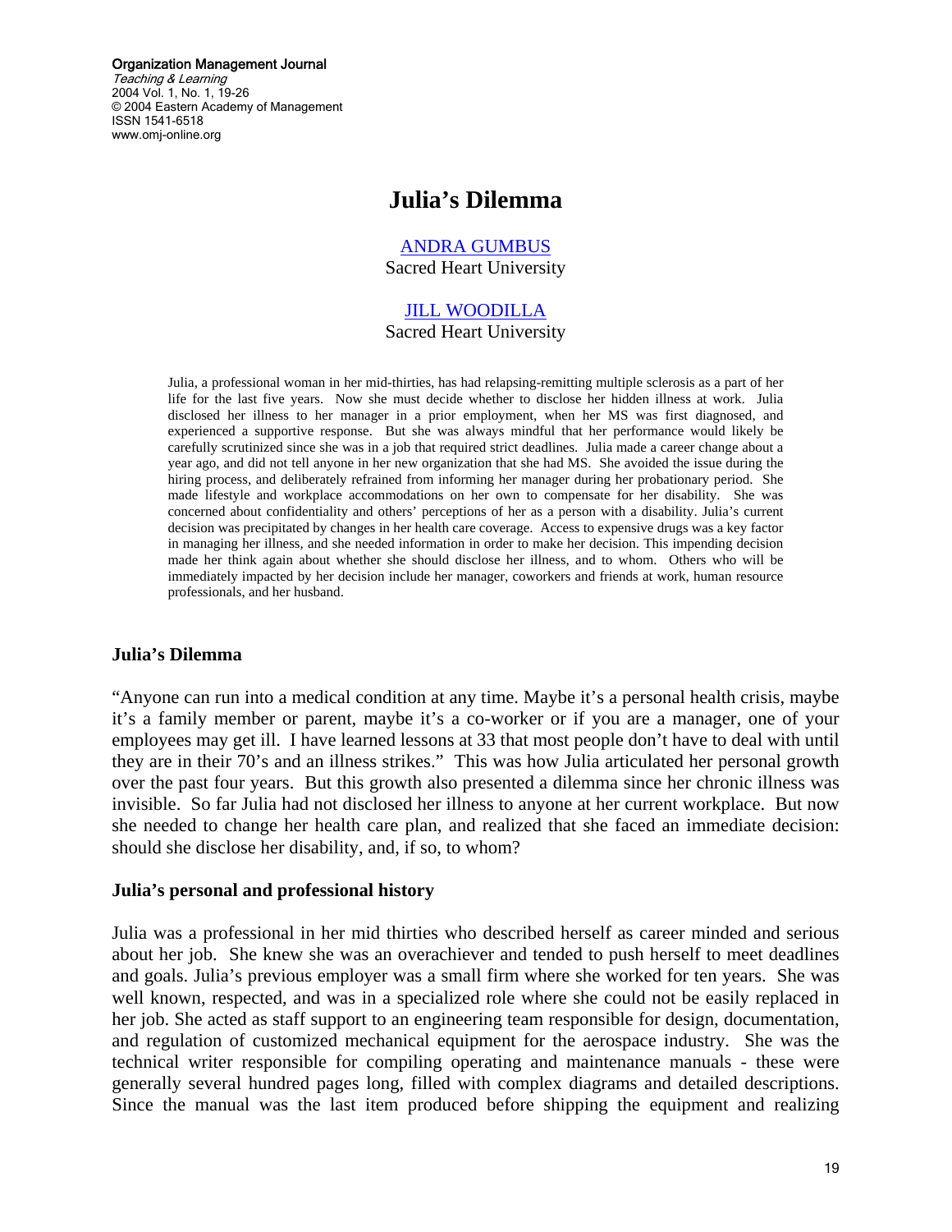# Julia's Dilemma

ANDRA GUMBUS
Sacred Heart University

JILL WOODILLA
Sacred Heart University

Julia, a professional woman in her mid-thirties, has had relapsing-remitting multiple sclerosis as a part of her life for the last five years. Now she must decide whether to disclose her hidden illness at work. Julia disclosed her illness to her manager in a prior employment, when her MS was first diagnosed, and experienced a supportive response. But she was always mindful that her performance would likely be carefully scrutinized since she was in a job that required strict deadlines. Julia made a career change about a year ago, and did not tell anyone in her new organization that she had MS. She avoided the issue during the hiring process, and deliberately refrained from informing her manager during her probationary period. She made lifestyle and workplace accommodations on her own to compensate for her disability. She was concerned about confidentiality and others' perceptions of her as a person with a disability. Julia's current decision was precipitated by changes in her health care coverage. Access to expensive drugs was a key factor in managing her illness, and she needed information in order to make her decision. This impending decision made her think again about whether she should disclose her illness, and to whom. Others who will be immediately impacted by her decision include her manager, coworkers and friends at work, human resource professionals, and her husband.

## Julia's Dilemma

"Anyone can run into a medical condition at any time. Maybe it's a personal health crisis, maybe it's a family member or parent, maybe it's a co-worker or if you are a manager, one of your employees may get ill. I have learned lessons at 33 that most people don't have to deal with until they are in their 70's and an illness strikes." This was how Julia articulated her personal growth over the past four years. But this growth also presented a dilemma since her chronic illness was invisible. So far Julia had not disclosed her illness to anyone at her current workplace. But now she needed to change her health care plan, and realized that she faced an immediate decision: should she disclose her disability, and, if so, to whom?

## Julia's personal and professional history

Julia was a professional in her mid thirties who described herself as career minded and serious about her job. She knew she was an overachiever and tended to push herself to meet deadlines and goals. Julia's previous employer was a small firm where she worked for ten years. She was well known, respected, and was in a specialized role where she could not be easily replaced in her job. She acted as staff support to an engineering team responsible for design, documentation, and regulation of customized mechanical equipment for the aerospace industry. She was the technical writer responsible for compiling operating and maintenance manuals - these were generally several hundred pages long, filled with complex diagrams and detailed descriptions. Since the manual was the last item produced before shipping the equipment and realizing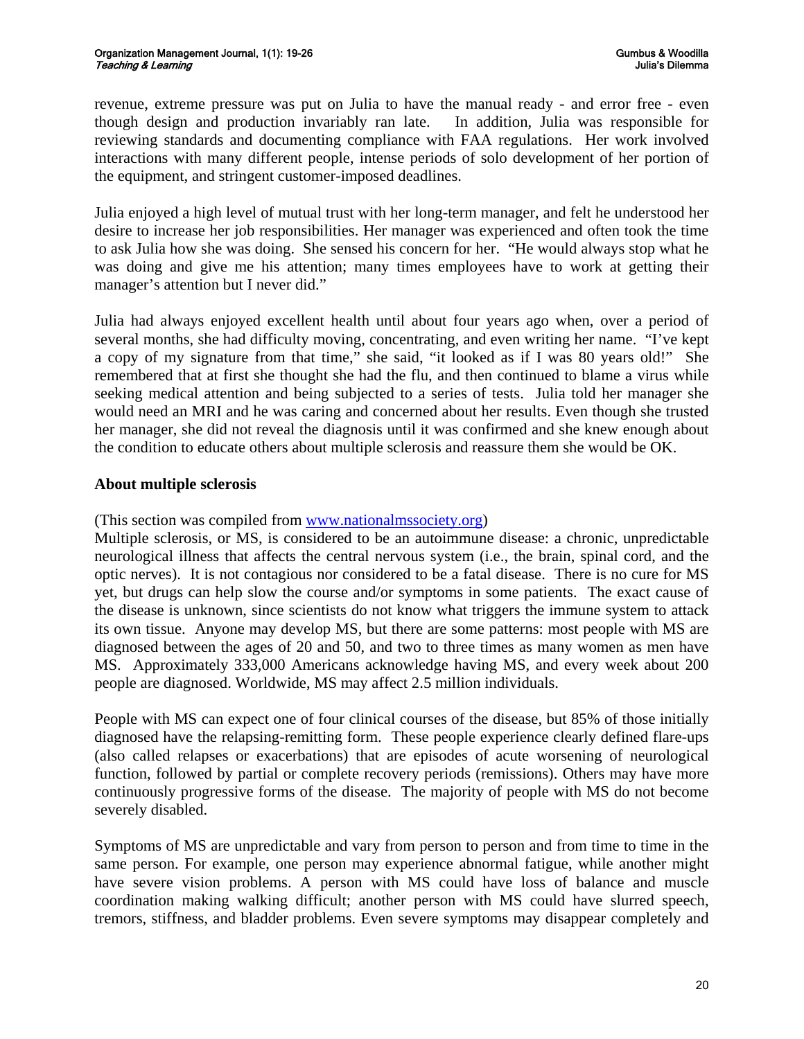revenue, extreme pressure was put on Julia to have the manual ready - and error free - even though design and production invariably ran late. In addition, Julia was responsible for reviewing standards and documenting compliance with FAA regulations. Her work involved interactions with many different people, intense periods of solo development of her portion of the equipment, and stringent customer-imposed deadlines.

Julia enjoyed a high level of mutual trust with her long-term manager, and felt he understood her desire to increase her job responsibilities. Her manager was experienced and often took the time to ask Julia how she was doing. She sensed his concern for her. "He would always stop what he was doing and give me his attention; many times employees have to work at getting their manager's attention but I never did."

Julia had always enjoyed excellent health until about four years ago when, over a period of several months, she had difficulty moving, concentrating, and even writing her name. "I've kept a copy of my signature from that time," she said, "it looked as if I was 80 years old!" She remembered that at first she thought she had the flu, and then continued to blame a virus while seeking medical attention and being subjected to a series of tests. Julia told her manager she would need an MRI and he was caring and concerned about her results. Even though she trusted her manager, she did not reveal the diagnosis until it was confirmed and she knew enough about the condition to educate others about multiple sclerosis and reassure them she would be OK.

### About multiple sclerosis

(This section was compiled from [www.nationalmssociety.org](http://www.nationalmssociety.org))

Multiple sclerosis, or MS, is considered to be an autoimmune disease: a chronic, unpredictable neurological illness that affects the central nervous system (i.e., the brain, spinal cord, and the optic nerves). It is not contagious nor considered to be a fatal disease. There is no cure for MS yet, but drugs can help slow the course and/or symptoms in some patients. The exact cause of the disease is unknown, since scientists do not know what triggers the immune system to attack its own tissue. Anyone may develop MS, but there are some patterns: most people with MS are diagnosed between the ages of 20 and 50, and two to three times as many women as men have MS. Approximately 333,000 Americans acknowledge having MS, and every week about 200 people are diagnosed. Worldwide, MS may affect 2.5 million individuals.

People with MS can expect one of four clinical courses of the disease, but 85% of those initially diagnosed have the relapsing-remitting form. These people experience clearly defined flare-ups (also called relapses or exacerbations) that are episodes of acute worsening of neurological function, followed by partial or complete recovery periods (remissions). Others may have more continuously progressive forms of the disease. The majority of people with MS do not become severely disabled.

Symptoms of MS are unpredictable and vary from person to person and from time to time in the same person. For example, one person may experience abnormal fatigue, while another might have severe vision problems. A person with MS could have loss of balance and muscle coordination making walking difficult; another person with MS could have slurred speech, tremors, stiffness, and bladder problems. Even severe symptoms may disappear completely and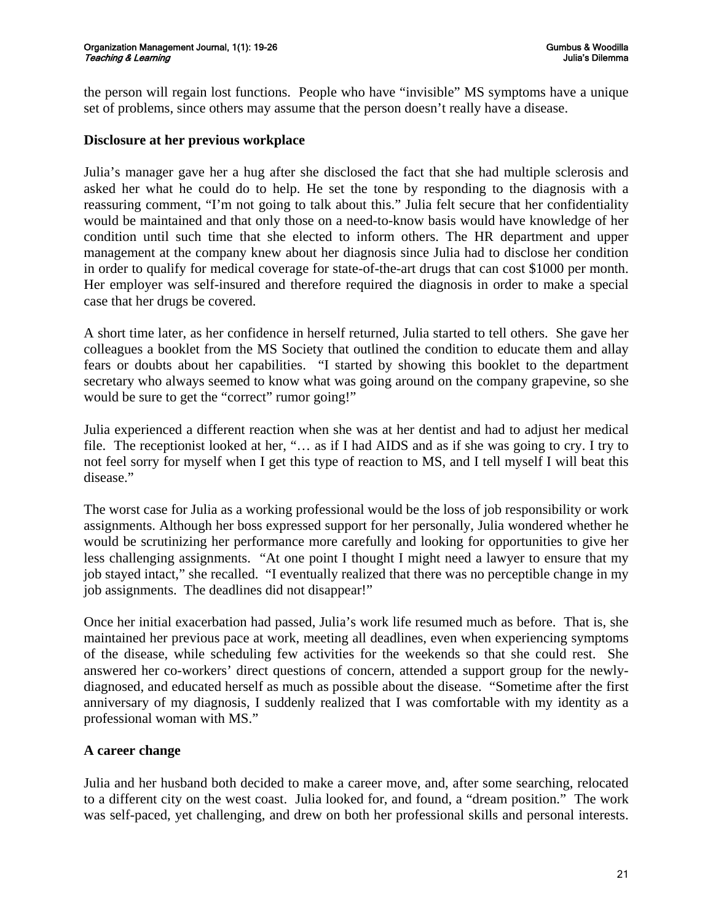the person will regain lost functions. People who have "invisible" MS symptoms have a unique set of problems, since others may assume that the person doesn't really have a disease.

### Disclosure at her previous workplace

Julia's manager gave her a hug after she disclosed the fact that she had multiple sclerosis and asked her what he could do to help. He set the tone by responding to the diagnosis with a reassuring comment, "I'm not going to talk about this." Julia felt secure that her confidentiality would be maintained and that only those on a need-to-know basis would have knowledge of her condition until such time that she elected to inform others. The HR department and upper management at the company knew about her diagnosis since Julia had to disclose her condition in order to qualify for medical coverage for state-of-the-art drugs that can cost $1000 per month. Her employer was self-insured and therefore required the diagnosis in order to make a special case that her drugs be covered.

A short time later, as her confidence in herself returned, Julia started to tell others. She gave her colleagues a booklet from the MS Society that outlined the condition to educate them and allay fears or doubts about her capabilities. "I started by showing this booklet to the department secretary who always seemed to know what was going around on the company grapevine, so she would be sure to get the "correct" rumor going!"

Julia experienced a different reaction when she was at her dentist and had to adjust her medical file. The receptionist looked at her, "… as if I had AIDS and as if she was going to cry. I try to not feel sorry for myself when I get this type of reaction to MS, and I tell myself I will beat this disease."

The worst case for Julia as a working professional would be the loss of job responsibility or work assignments. Although her boss expressed support for her personally, Julia wondered whether he would be scrutinizing her performance more carefully and looking for opportunities to give her less challenging assignments. "At one point I thought I might need a lawyer to ensure that my job stayed intact," she recalled. "I eventually realized that there was no perceptible change in my job assignments. The deadlines did not disappear!"

Once her initial exacerbation had passed, Julia's work life resumed much as before. That is, she maintained her previous pace at work, meeting all deadlines, even when experiencing symptoms of the disease, while scheduling few activities for the weekends so that she could rest. She answered her co-workers' direct questions of concern, attended a support group for the newly-diagnosed, and educated herself as much as possible about the disease. "Sometime after the first anniversary of my diagnosis, I suddenly realized that I was comfortable with my identity as a professional woman with MS."

### A career change

Julia and her husband both decided to make a career move, and, after some searching, relocated to a different city on the west coast. Julia looked for, and found, a "dream position." The work was self-paced, yet challenging, and drew on both her professional skills and personal interests.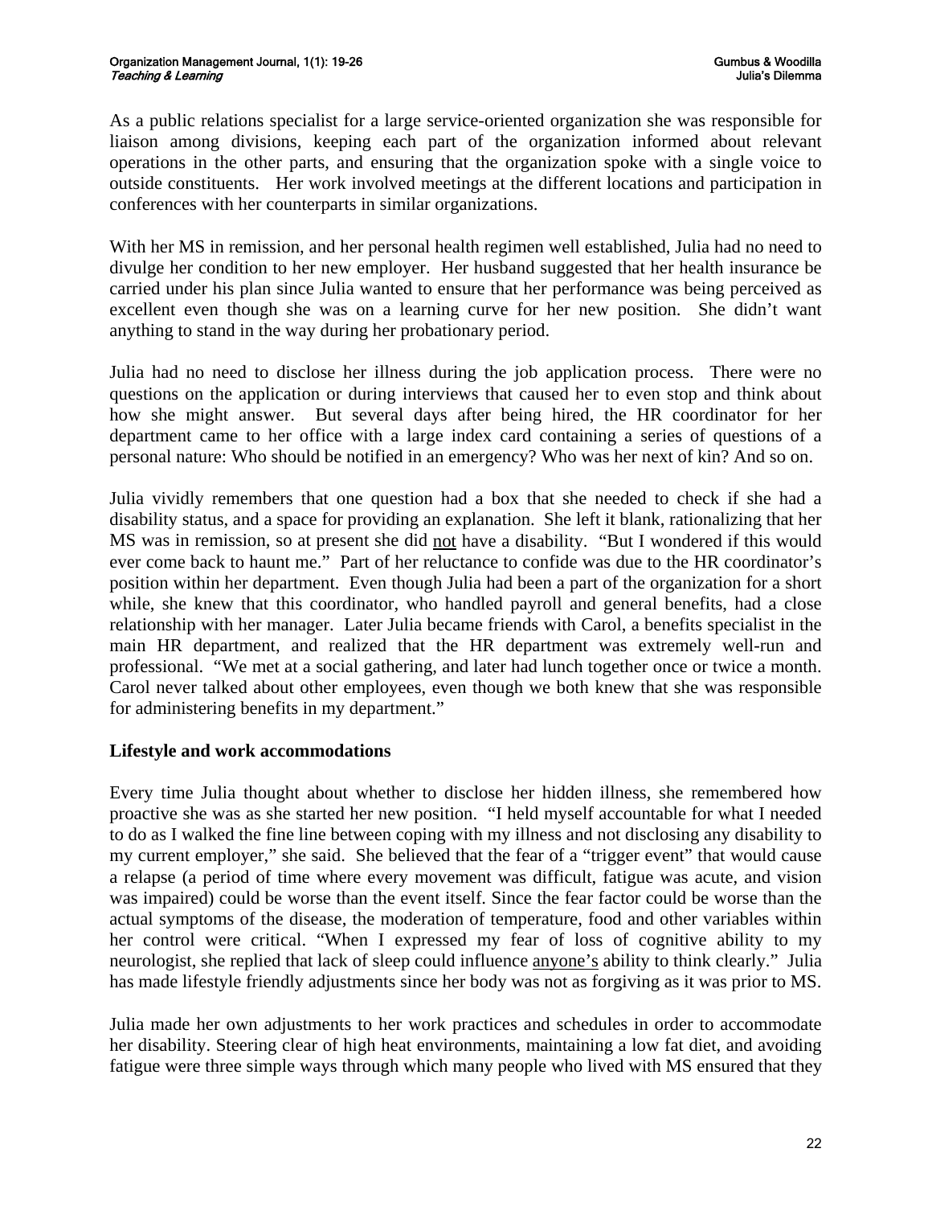As a public relations specialist for a large service-oriented organization she was responsible for liaison among divisions, keeping each part of the organization informed about relevant operations in the other parts, and ensuring that the organization spoke with a single voice to outside constituents. Her work involved meetings at the different locations and participation in conferences with her counterparts in similar organizations.

With her MS in remission, and her personal health regimen well established, Julia had no need to divulge her condition to her new employer. Her husband suggested that her health insurance be carried under his plan since Julia wanted to ensure that her performance was being perceived as excellent even though she was on a learning curve for her new position. She didn't want anything to stand in the way during her probationary period.

Julia had no need to disclose her illness during the job application process. There were no questions on the application or during interviews that caused her to even stop and think about how she might answer. But several days after being hired, the HR coordinator for her department came to her office with a large index card containing a series of questions of a personal nature: Who should be notified in an emergency? Who was her next of kin? And so on.

Julia vividly remembers that one question had a box that she needed to check if she had a disability status, and a space for providing an explanation. She left it blank, rationalizing that her MS was in remission, so at present she did <u>not</u> have a disability. "But I wondered if this would ever come back to haunt me." Part of her reluctance to confide was due to the HR coordinator's position within her department. Even though Julia had been a part of the organization for a short while, she knew that this coordinator, who handled payroll and general benefits, had a close relationship with her manager. Later Julia became friends with Carol, a benefits specialist in the main HR department, and realized that the HR department was extremely well-run and professional. "We met at a social gathering, and later had lunch together once or twice a month. Carol never talked about other employees, even though we both knew that she was responsible for administering benefits in my department."

## Lifestyle and work accommodations

Every time Julia thought about whether to disclose her hidden illness, she remembered how proactive she was as she started her new position. "I held myself accountable for what I needed to do as I walked the fine line between coping with my illness and not disclosing any disability to my current employer," she said. She believed that the fear of a "trigger event" that would cause a relapse (a period of time where every movement was difficult, fatigue was acute, and vision was impaired) could be worse than the event itself. Since the fear factor could be worse than the actual symptoms of the disease, the moderation of temperature, food and other variables within her control were critical. "When I expressed my fear of loss of cognitive ability to my neurologist, she replied that lack of sleep could influence <u>anyone's</u> ability to think clearly." Julia has made lifestyle friendly adjustments since her body was not as forgiving as it was prior to MS.

Julia made her own adjustments to her work practices and schedules in order to accommodate her disability. Steering clear of high heat environments, maintaining a low fat diet, and avoiding fatigue were three simple ways through which many people who lived with MS ensured that they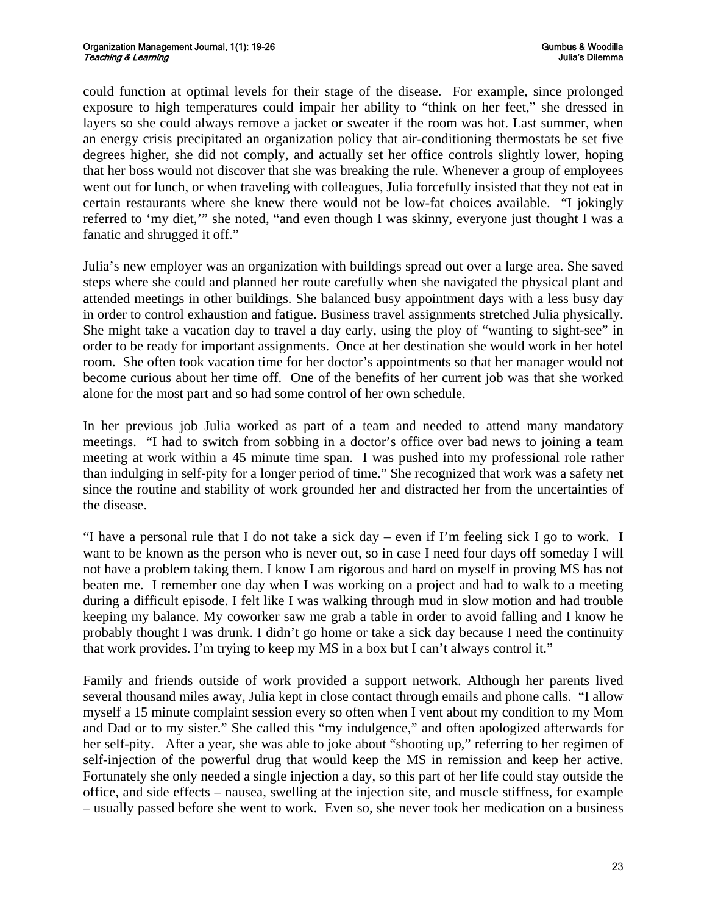could function at optimal levels for their stage of the disease. For example, since prolonged exposure to high temperatures could impair her ability to "think on her feet," she dressed in layers so she could always remove a jacket or sweater if the room was hot. Last summer, when an energy crisis precipitated an organization policy that air-conditioning thermostats be set five degrees higher, she did not comply, and actually set her office controls slightly lower, hoping that her boss would not discover that she was breaking the rule. Whenever a group of employees went out for lunch, or when traveling with colleagues, Julia forcefully insisted that they not eat in certain restaurants where she knew there would not be low-fat choices available. "I jokingly referred to 'my diet,'" she noted, "and even though I was skinny, everyone just thought I was a fanatic and shrugged it off."

Julia's new employer was an organization with buildings spread out over a large area. She saved steps where she could and planned her route carefully when she navigated the physical plant and attended meetings in other buildings. She balanced busy appointment days with a less busy day in order to control exhaustion and fatigue. Business travel assignments stretched Julia physically. She might take a vacation day to travel a day early, using the ploy of "wanting to sight-see" in order to be ready for important assignments. Once at her destination she would work in her hotel room. She often took vacation time for her doctor's appointments so that her manager would not become curious about her time off. One of the benefits of her current job was that she worked alone for the most part and so had some control of her own schedule.

In her previous job Julia worked as part of a team and needed to attend many mandatory meetings. "I had to switch from sobbing in a doctor's office over bad news to joining a team meeting at work within a 45 minute time span. I was pushed into my professional role rather than indulging in self-pity for a longer period of time." She recognized that work was a safety net since the routine and stability of work grounded her and distracted her from the uncertainties of the disease.

"I have a personal rule that I do not take a sick day – even if I'm feeling sick I go to work. I want to be known as the person who is never out, so in case I need four days off someday I will not have a problem taking them. I know I am rigorous and hard on myself in proving MS has not beaten me. I remember one day when I was working on a project and had to walk to a meeting during a difficult episode. I felt like I was walking through mud in slow motion and had trouble keeping my balance. My coworker saw me grab a table in order to avoid falling and I know he probably thought I was drunk. I didn't go home or take a sick day because I need the continuity that work provides. I'm trying to keep my MS in a box but I can't always control it."

Family and friends outside of work provided a support network. Although her parents lived several thousand miles away, Julia kept in close contact through emails and phone calls. "I allow myself a 15 minute complaint session every so often when I vent about my condition to my Mom and Dad or to my sister." She called this "my indulgence," and often apologized afterwards for her self-pity. After a year, she was able to joke about "shooting up," referring to her regimen of self-injection of the powerful drug that would keep the MS in remission and keep her active. Fortunately she only needed a single injection a day, so this part of her life could stay outside the office, and side effects – nausea, swelling at the injection site, and muscle stiffness, for example – usually passed before she went to work. Even so, she never took her medication on a business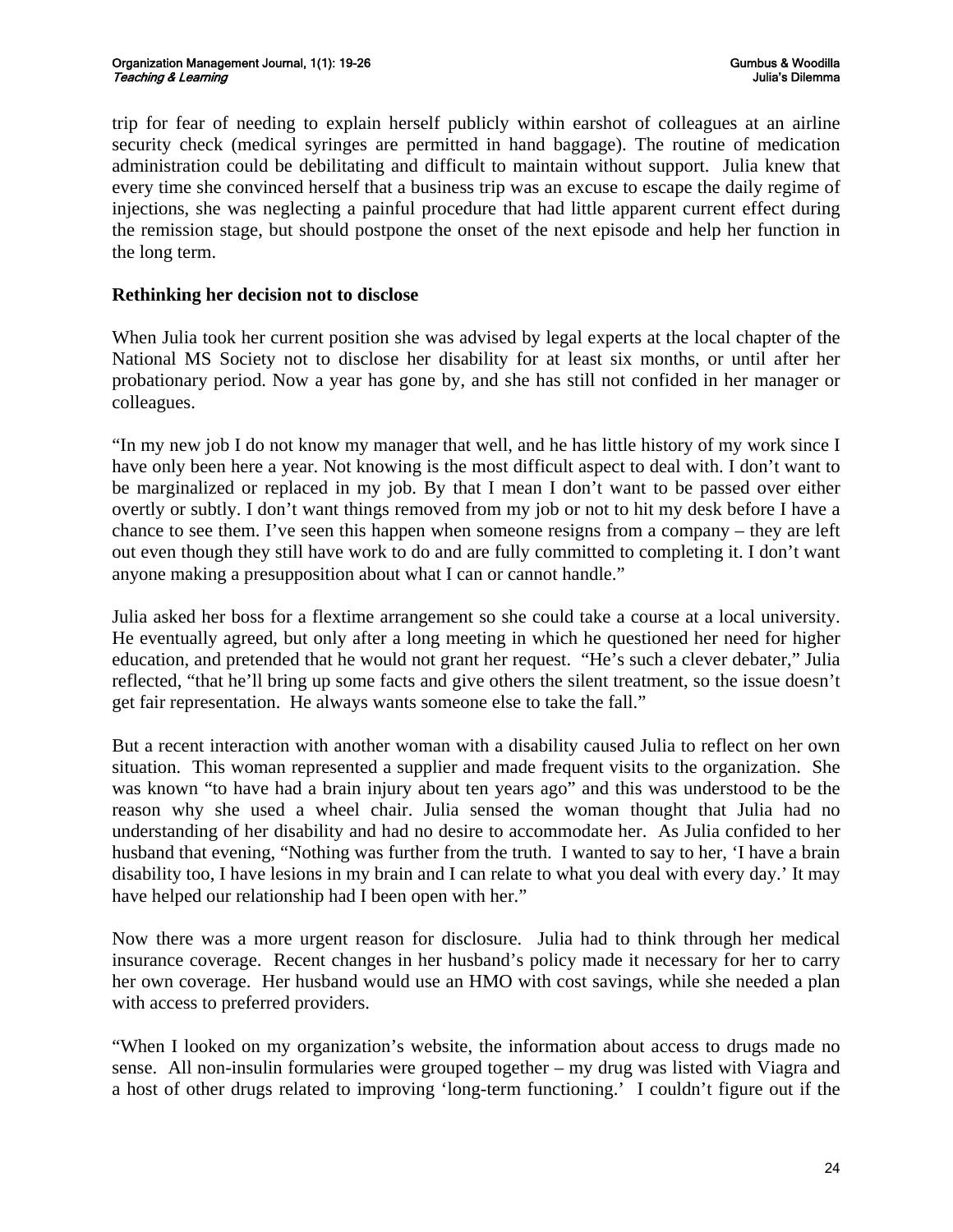trip for fear of needing to explain herself publicly within earshot of colleagues at an airline security check (medical syringes are permitted in hand baggage). The routine of medication administration could be debilitating and difficult to maintain without support. Julia knew that every time she convinced herself that a business trip was an excuse to escape the daily regime of injections, she was neglecting a painful procedure that had little apparent current effect during the remission stage, but should postpone the onset of the next episode and help her function in the long term.

**Rethinking her decision not to disclose**

When Julia took her current position she was advised by legal experts at the local chapter of the National MS Society not to disclose her disability for at least six months, or until after her probationary period. Now a year has gone by, and she has still not confided in her manager or colleagues.

"In my new job I do not know my manager that well, and he has little history of my work since I have only been here a year. Not knowing is the most difficult aspect to deal with. I don't want to be marginalized or replaced in my job. By that I mean I don't want to be passed over either overtly or subtly. I don't want things removed from my job or not to hit my desk before I have a chance to see them. I've seen this happen when someone resigns from a company – they are left out even though they still have work to do and are fully committed to completing it. I don't want anyone making a presupposition about what I can or cannot handle."

Julia asked her boss for a flextime arrangement so she could take a course at a local university. He eventually agreed, but only after a long meeting in which he questioned her need for higher education, and pretended that he would not grant her request. "He's such a clever debater," Julia reflected, "that he'll bring up some facts and give others the silent treatment, so the issue doesn't get fair representation. He always wants someone else to take the fall."

But a recent interaction with another woman with a disability caused Julia to reflect on her own situation. This woman represented a supplier and made frequent visits to the organization. She was known "to have had a brain injury about ten years ago" and this was understood to be the reason why she used a wheel chair. Julia sensed the woman thought that Julia had no understanding of her disability and had no desire to accommodate her. As Julia confided to her husband that evening, "Nothing was further from the truth. I wanted to say to her, 'I have a brain disability too, I have lesions in my brain and I can relate to what you deal with every day.' It may have helped our relationship had I been open with her."

Now there was a more urgent reason for disclosure. Julia had to think through her medical insurance coverage. Recent changes in her husband's policy made it necessary for her to carry her own coverage. Her husband would use an HMO with cost savings, while she needed a plan with access to preferred providers.

"When I looked on my organization's website, the information about access to drugs made no sense. All non-insulin formularies were grouped together – my drug was listed with Viagra and a host of other drugs related to improving 'long-term functioning.' I couldn't figure out if the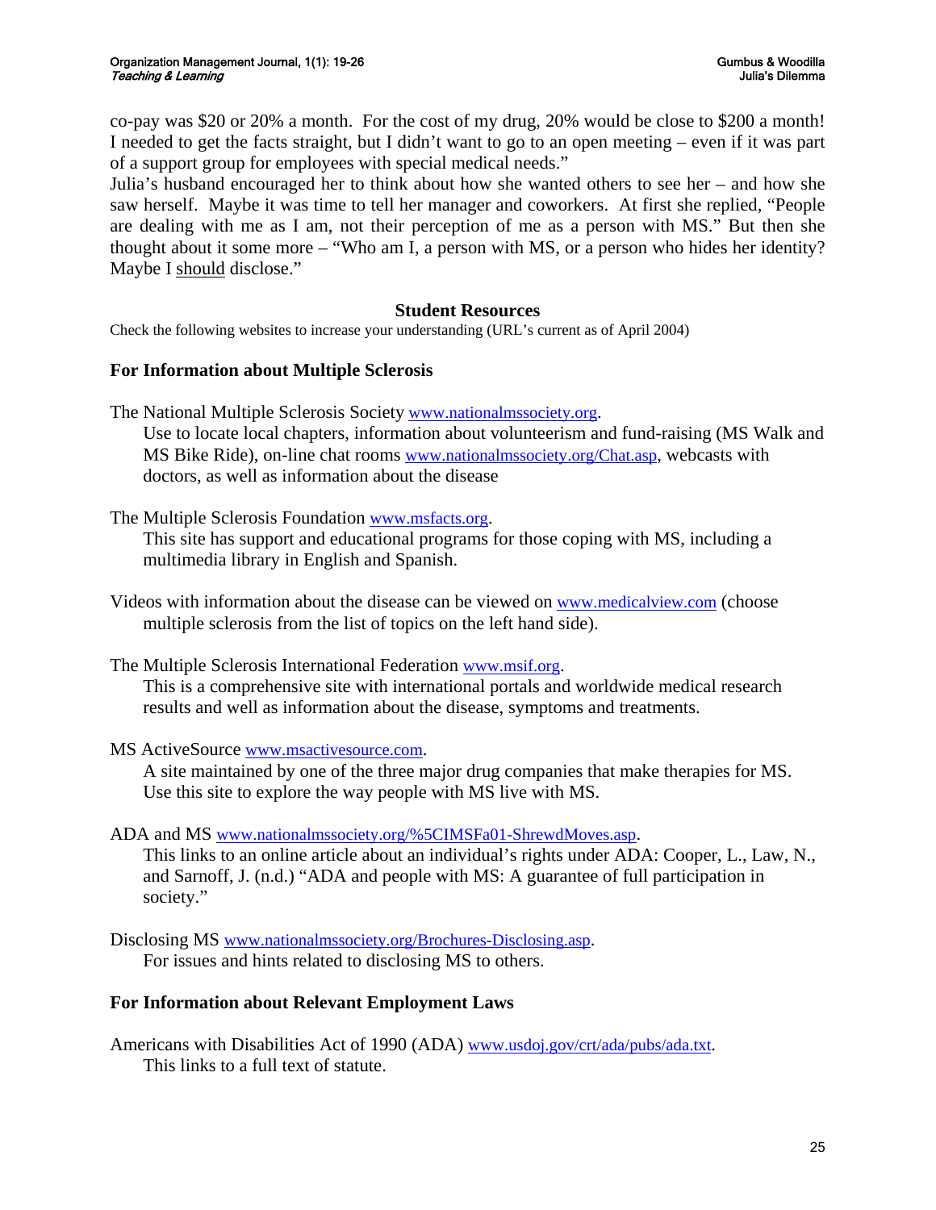co-pay was $20 or 20% a month. For the cost of my drug, 20% would be close to $200 a month! I needed to get the facts straight, but I didn't want to go to an open meeting – even if it was part of a support group for employees with special medical needs."

Julia's husband encouraged her to think about how she wanted others to see her – and how she saw herself. Maybe it was time to tell her manager and coworkers. At first she replied, "People are dealing with me as I am, not their perception of me as a person with MS." But then she thought about it some more – "Who am I, a person with MS, or a person who hides her identity? Maybe I should disclose."

## Student Resources

Check the following websites to increase your understanding (URL's current as of April 2004)

### For Information about Multiple Sclerosis

The National Multiple Sclerosis Society www.nationalmssociety.org.
Use to locate local chapters, information about volunteerism and fund-raising (MS Walk and MS Bike Ride), on-line chat rooms www.nationalmssociety.org/Chat.asp, webcasts with doctors, as well as information about the disease

The Multiple Sclerosis Foundation www.msfacts.org.
This site has support and educational programs for those coping with MS, including a multimedia library in English and Spanish.

Videos with information about the disease can be viewed on www.medicalview.com (choose multiple sclerosis from the list of topics on the left hand side).

The Multiple Sclerosis International Federation www.msif.org.
This is a comprehensive site with international portals and worldwide medical research results and well as information about the disease, symptoms and treatments.

MS ActiveSource www.msactivesource.com.
A site maintained by one of the three major drug companies that make therapies for MS. Use this site to explore the way people with MS live with MS.

ADA and MS www.nationalmssociety.org/%5CIMSFa01-ShrewdMoves.asp.
This links to an online article about an individual's rights under ADA: Cooper, L., Law, N., and Sarnoff, J. (n.d.) "ADA and people with MS: A guarantee of full participation in society."

Disclosing MS www.nationalmssociety.org/Brochures-Disclosing.asp.
For issues and hints related to disclosing MS to others.

### For Information about Relevant Employment Laws

Americans with Disabilities Act of 1990 (ADA) www.usdoj.gov/crt/ada/pubs/ada.txt.
This links to a full text of statute.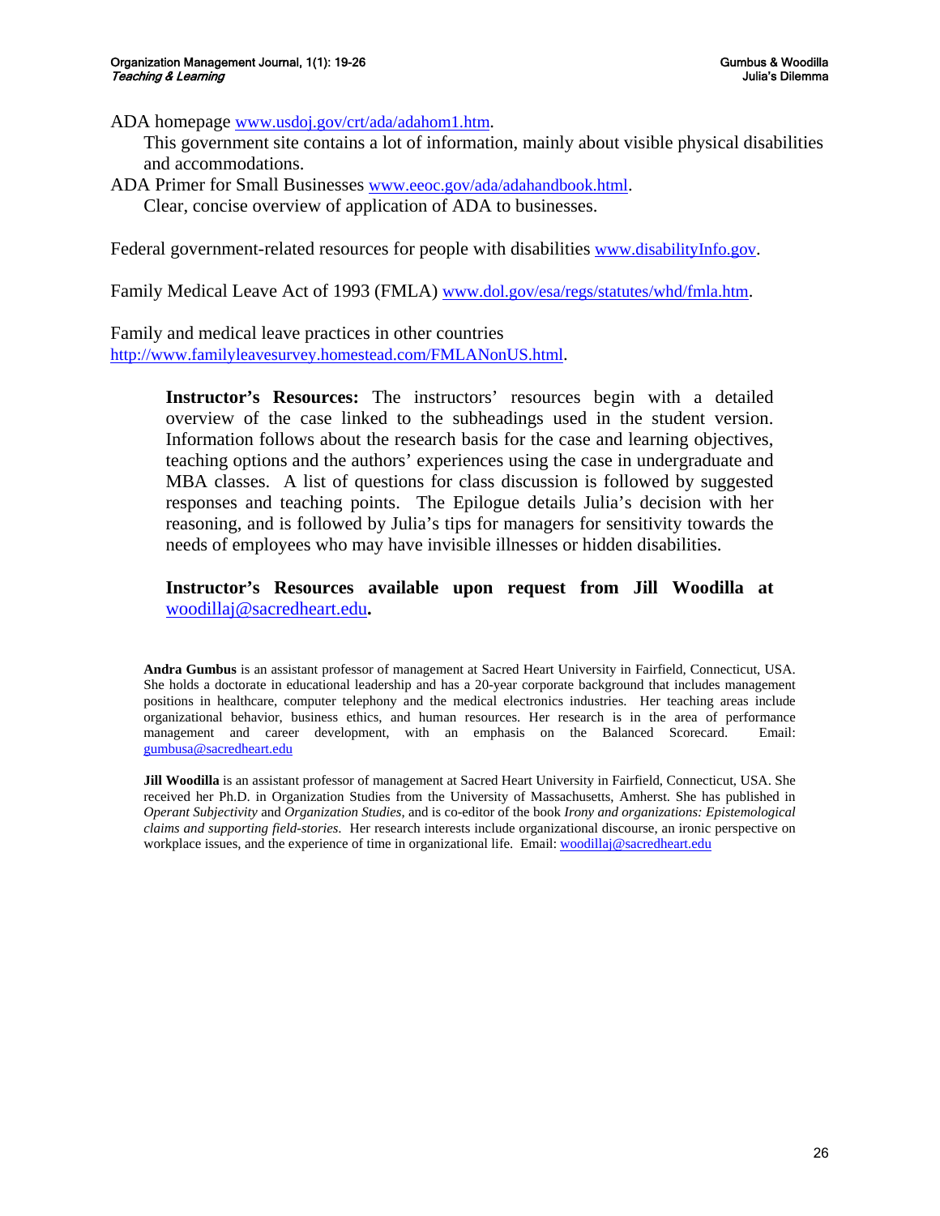ADA homepage www.usdoj.gov/crt/ada/adahom1.htm.

This government site contains a lot of information, mainly about visible physical disabilities and accommodations.

ADA Primer for Small Businesses www.eeoc.gov/ada/adahandbook.html.

Clear, concise overview of application of ADA to businesses.

Federal government-related resources for people with disabilities www.disabilityInfo.gov.

Family Medical Leave Act of 1993 (FMLA) www.dol.gov/esa/regs/statutes/whd/fmla.htm.

Family and medical leave practices in other countries http://www.familyleavesurvey.homestead.com/FMLANonUS.html.

**Instructor's Resources:** The instructors' resources begin with a detailed overview of the case linked to the subheadings used in the student version. Information follows about the research basis for the case and learning objectives, teaching options and the authors' experiences using the case in undergraduate and MBA classes. A list of questions for class discussion is followed by suggested responses and teaching points. The Epilogue details Julia's decision with her reasoning, and is followed by Julia's tips for managers for sensitivity towards the needs of employees who may have invisible illnesses or hidden disabilities.

**Instructor's Resources available upon request from Jill Woodilla at woodillaj@sacredheart.edu.**

**Andra Gumbus** is an assistant professor of management at Sacred Heart University in Fairfield, Connecticut, USA. She holds a doctorate in educational leadership and has a 20-year corporate background that includes management positions in healthcare, computer telephony and the medical electronics industries. Her teaching areas include organizational behavior, business ethics, and human resources. Her research is in the area of performance management and career development, with an emphasis on the Balanced Scorecard. Email: gumbusa@sacredheart.edu

**Jill Woodilla** is an assistant professor of management at Sacred Heart University in Fairfield, Connecticut, USA. She received her Ph.D. in Organization Studies from the University of Massachusetts, Amherst. She has published in *Operant Subjectivity* and *Organization Studies*, and is co-editor of the book *Irony and organizations: Epistemological claims and supporting field-stories.* Her research interests include organizational discourse, an ironic perspective on workplace issues, and the experience of time in organizational life. Email: woodillaj@sacredheart.edu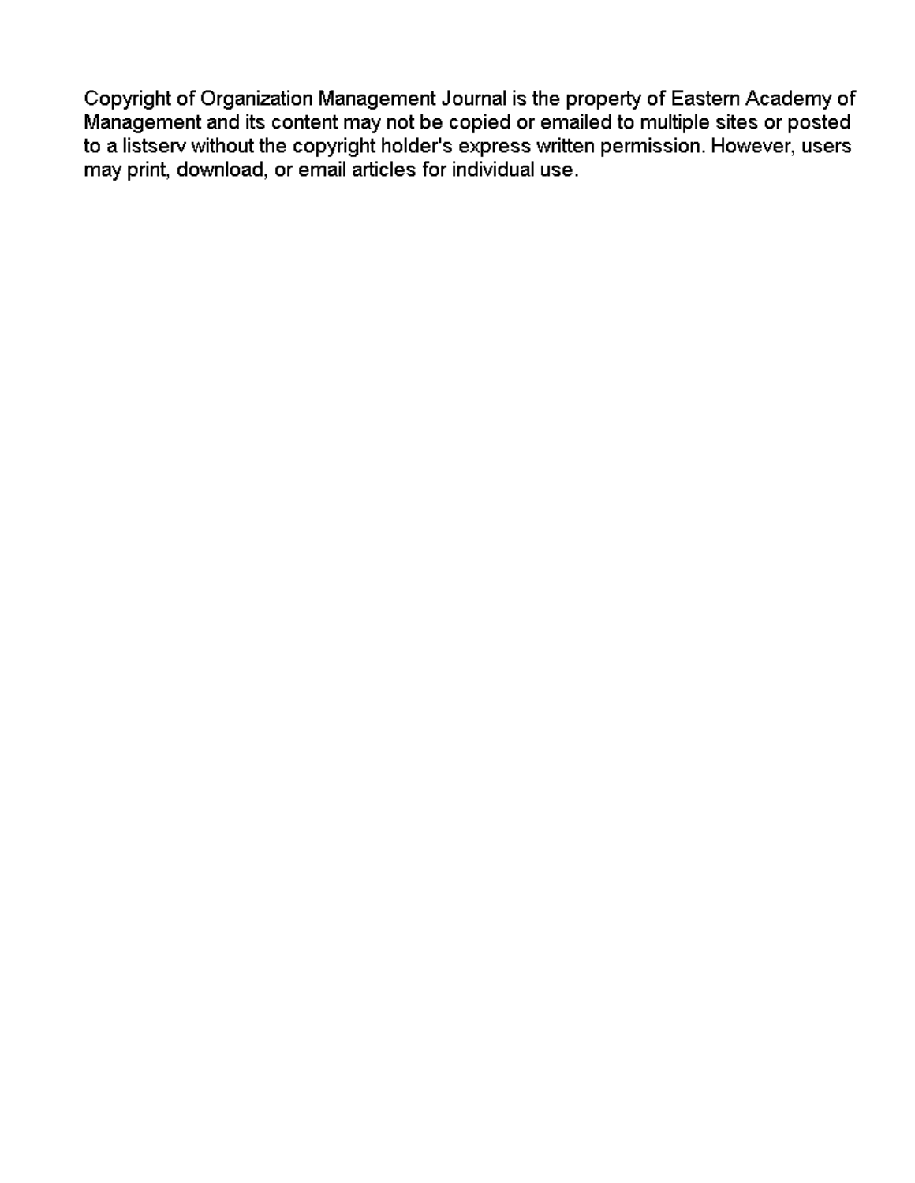Copyright of Organization Management Journal is the property of Eastern Academy of Management and its content may not be copied or emailed to multiple sites or posted to a listserv without the copyright holder's express written permission. However, users may print, download, or email articles for individual use.